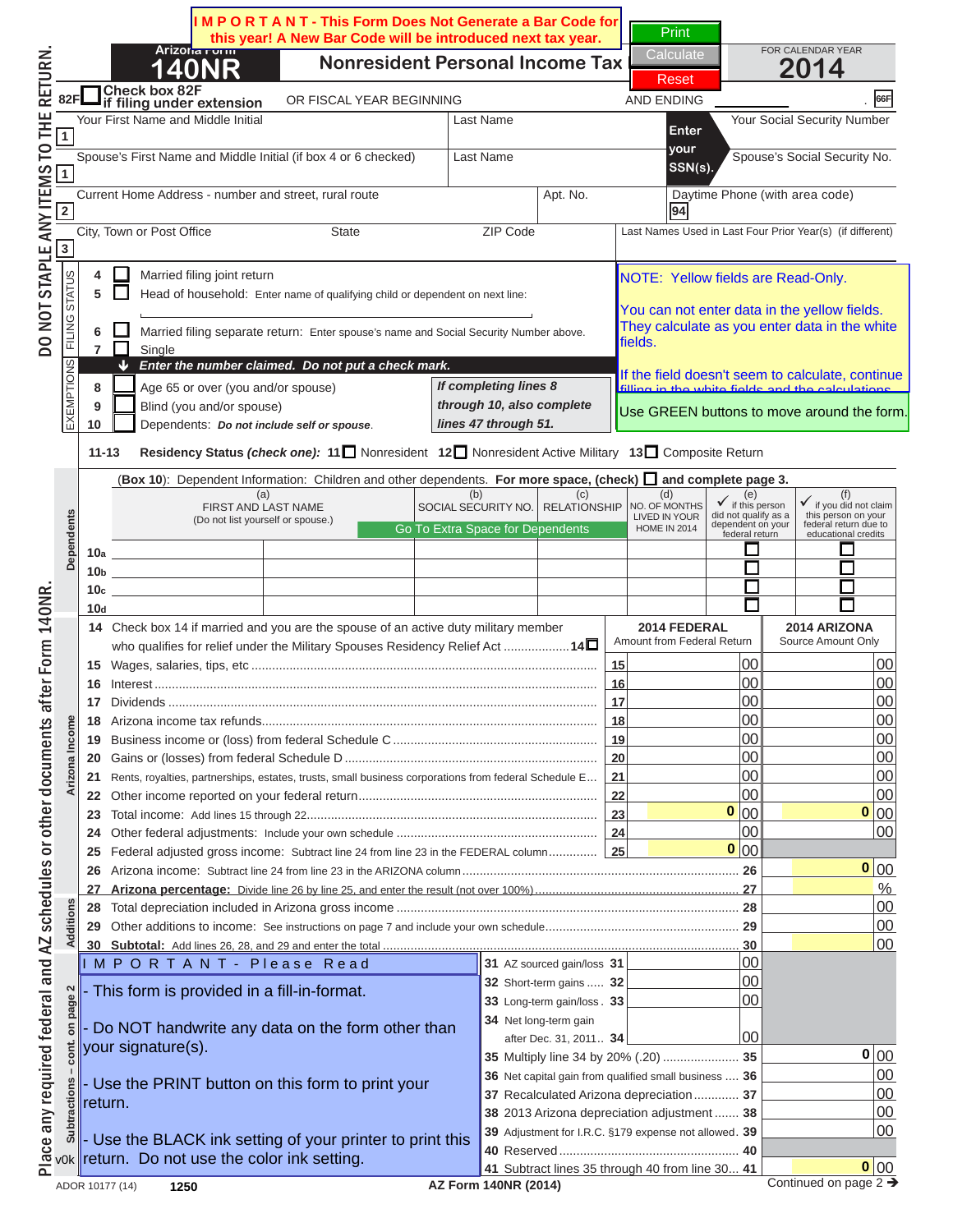**IMPORTANT - This Form Does Not Generate a Bar Code for this year! A New Bar Code will be introduced next tax year.**

Print | Calculate | Reset

# Arizona Form 140NR

## Nonresident Personal Income Tax

FOR CALENDAR YEAR **2014**

82F ☐ Check box 82F if filing under extension OR FISCAL YEAR BEGINNING AND ENDING 66F

DO NOT STAPLE ANY ITEMS TO THE RETURN.

| | | | |
|---|---|---|---|
| 1 Your First Name and Middle Initial | Last Name | Enter your SSN(s). | Your Social Security Number |
| 1 Spouse's First Name and Middle Initial (if box 4 or 6 checked) | Last Name | | Spouse's Social Security No. |
| 2 Current Home Address - number and street, rural route | Apt. No. | | Daytime Phone (with area code) 94 |
| 3 City, Town or Post Office | State | ZIP Code | Last Names Used in Last Four Prior Year(s) (if different) |

**FILING STATUS**

4 ☐ Married filing joint return

5 ☐ Head of household: Enter name of qualifying child or dependent on next line:

6 ☐ Married filing separate return: Enter spouse's name and Social Security Number above.

7 ☐ Single

NOTE: Yellow fields are Read-Only.

You can not enter data in the yellow fields. They calculate as you enter data in the white fields.

If the field doesn't seem to calculate, continue filling in the white fields and the calculations...

Use GREEN buttons to move around the form.

**EXEMPTIONS**

**Enter the number claimed. Do not put a check mark.**

8 ☐ Age 65 or over (you and/or spouse)

9 ☐ Blind (you and/or spouse)

10 ☐ Dependents: *Do not include self or spouse.*

*If completing lines 8 through 10, also complete lines 47 through 51.*

**11-13 Residency Status** *(check one)***:** 11 ☐ Nonresident 12 ☐ Nonresident Active Military 13 ☐ Composite Return

**Dependents**

(Box 10): Dependent Information: Children and other dependents. **For more space, (check)** ☐ **and complete page 3.**

Go To Extra Space for Dependents

| | (a) FIRST AND LAST NAME (Do not list yourself or spouse.) | (b) SOCIAL SECURITY NO. | (c) RELATIONSHIP | (d) NO. OF MONTHS LIVED IN YOUR HOME IN 2014 | (e) ✓ if this person did not qualify as a dependent on your federal return | (f) ✓ if you did not claim this person on your federal return due to educational credits |
|---|---|---|---|---|---|---|
| 10a | | | | | ☐ | ☐ |
| 10b | | | | | ☐ | ☐ |
| 10c | | | | | ☐ | ☐ |
| 10d | | | | | ☐ | ☐ |

**Arizona Income**

| Line | Description | | 2014 FEDERAL Amount from Federal Return | 2014 ARIZONA Source Amount Only |
|---|---|---|---|---|
| 14 | Check box 14 if married and you are the spouse of an active duty military member who qualifies for relief under the Military Spouses Residency Relief Act .......... 14 ☐ | | | |
| 15 | Wages, salaries, tips, etc | 15 | 00 | 00 |
| 16 | Interest | 16 | 00 | 00 |
| 17 | Dividends | 17 | 00 | 00 |
| 18 | Arizona income tax refunds | 18 | 00 | 00 |
| 19 | Business income or (loss) from federal Schedule C | 19 | 00 | 00 |
| 20 | Gains or (losses) from federal Schedule D | 20 | 00 | 00 |
| 21 | Rents, royalties, partnerships, estates, trusts, small business corporations from federal Schedule E | 21 | 00 | 00 |
| 22 | Other income reported on your federal return | 22 | 00 | 00 |
| 23 | Total income: Add lines 15 through 22 | 23 | 0 00 | 0 00 |
| 24 | Other federal adjustments: Include your own schedule | 24 | 00 | 00 |
| 25 | Federal adjusted gross income: Subtract line 24 from line 23 in the FEDERAL column | 25 | 0 00 | |
| 26 | Arizona income: Subtract line 24 from line 23 in the ARIZONA column | 26 | | 0 00 |
| 27 | **Arizona percentage:** Divide line 26 by line 25, and enter the result (not over 100%) | 27 | | % |

**Additions**

| Line | Description | | Amount |
|---|---|---|---|
| 28 | Total depreciation included in Arizona gross income | 28 | 00 |
| 29 | Other additions to income: See instructions on page 7 and include your own schedule | 29 | 00 |
| 30 | **Subtotal:** Add lines 26, 28, and 29 and enter the total | 30 | 00 |

**Subtractions – cont. on page 2**

| Line | Description | | | Amount |
|---|---|---|---|---|
| 31 | AZ sourced gain/loss | 31 | 00 | |
| 32 | Short-term gains | 32 | 00 | |
| 33 | Long-term gain/loss | 33 | 00 | |
| 34 | Net long-term gain after Dec. 31, 2011 | 34 | 00 | |
| 35 | Multiply line 34 by 20% (.20) | 35 | | 0 00 |
| 36 | Net capital gain from qualified small business | 36 | | 00 |
| 37 | Recalculated Arizona depreciation | 37 | | 00 |
| 38 | 2013 Arizona depreciation adjustment | 38 | | 00 |
| 39 | Adjustment for I.R.C. §179 expense not allowed | 39 | | 00 |
| 40 | Reserved | 40 | | |
| 41 | Subtract lines 35 through 40 from line 30 | 41 | | 0 00 |

**IMPORTANT - Please Read**

- This form is provided in a fill-in-format.
- Do NOT handwrite any data on the form other than your signature(s).
- Use the PRINT button on this form to print your return.
- Use the BLACK ink setting of your printer to print this return. Do not use the color ink setting.

Place any required federal and AZ schedules or other documents after Form 140NR.

v0k ADOR 10177 (14) 1250 AZ Form 140NR (2014) Continued on page 2 →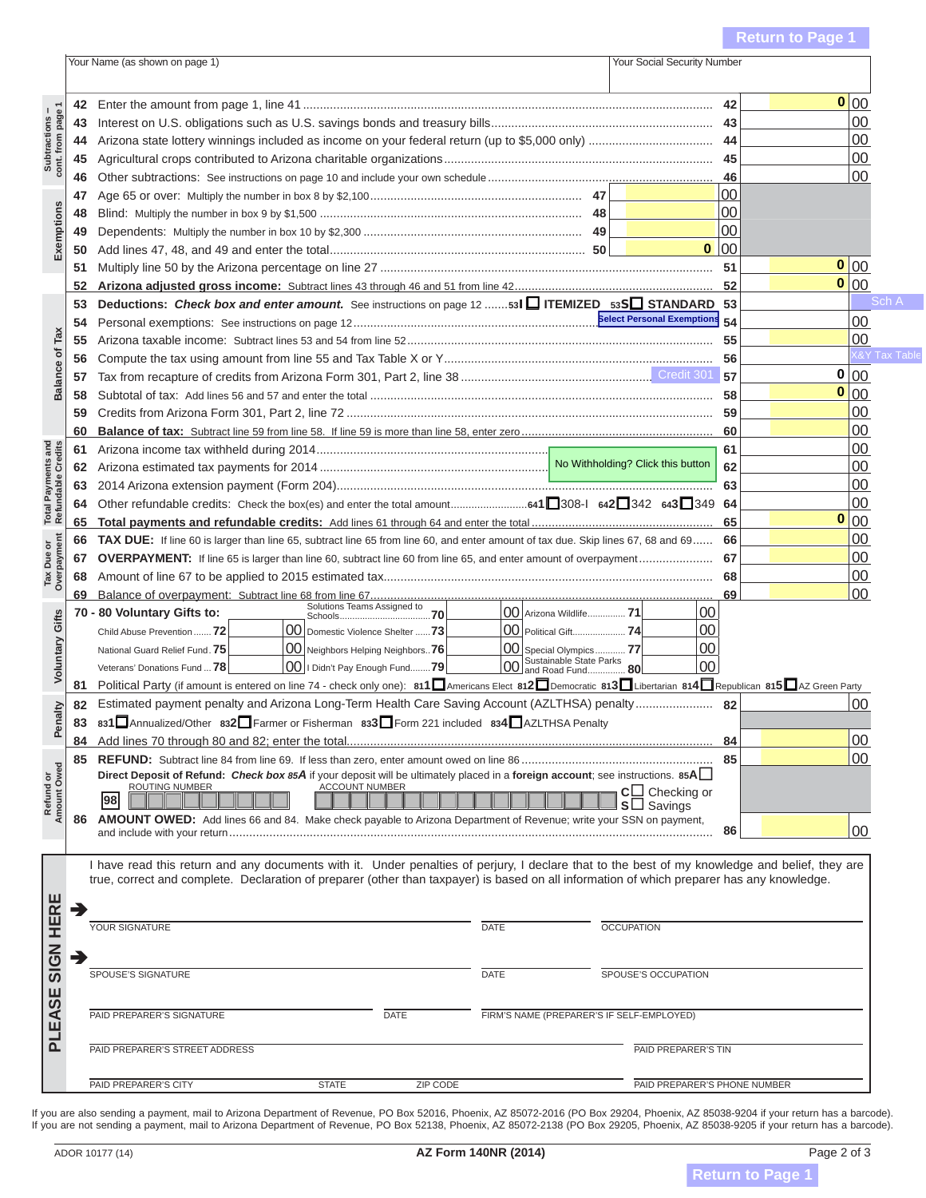Return to Page 1

| Your Name (as shown on page 1) | Your Social Security Number |
|---|---|
| | |

**Subtractions – cont. from page 1**

| Line | Description | Line | Amount |
|---|---|---|---|
| 42 | Enter the amount from page 1, line 41 | 42 | 0 00 |
| 43 | Interest on U.S. obligations such as U.S. savings bonds and treasury bills | 43 | 00 |
| 44 | Arizona state lottery winnings included as income on your federal return (up to $5,000 only) | 44 | 00 |
| 45 | Agricultural crops contributed to Arizona charitable organizations | 45 | 00 |
| 46 | Other subtractions: See instructions on page 10 and include your own schedule | 46 | 00 |

**Exemptions**

| Line | Description | Line | Amount | Line | Amount |
|---|---|---|---|---|---|
| 47 | Age 65 or over: Multiply the number in box 8 by $2,100 | 47 | 00 | | |
| 48 | Blind: Multiply the number in box 9 by $1,500 | 48 | 00 | | |
| 49 | Dependents: Multiply the number in box 10 by $2,300 | 49 | 00 | | |
| 50 | Add lines 47, 48, and 49 and enter the total | 50 | 0 00 | | |
| 51 | Multiply line 50 by the Arizona percentage on line 27 | | | 51 | 0 00 |
| 52 | **Arizona adjusted gross income:** Subtract lines 43 through 46 and 51 from line 42 | | | 52 | 0 00 |

**Balance of Tax**

| Line | Description | Line | Amount |
|---|---|---|---|
| 53 | **Deductions:** ***Check box and enter amount.*** See instructions on page 12 ....... 53I ☐ ITEMIZED 53S ☐ STANDARD | 53 | Sch A |
| 54 | Personal exemptions: See instructions on page 12 (Select Personal Exemptions) | 54 | 00 |
| 55 | Arizona taxable income: Subtract lines 53 and 54 from line 52 | 55 | 00 |
| 56 | Compute the tax using amount from line 55 and Tax Table X or Y | 56 | X&Y Tax Table |
| 57 | Tax from recapture of credits from Arizona Form 301, Part 2, line 38 (Credit 301) | 57 | 0 00 |
| 58 | Subtotal of tax: Add lines 56 and 57 and enter the total | 58 | 0 00 |
| 59 | Credits from Arizona Form 301, Part 2, line 72 | 59 | 00 |
| 60 | **Balance of tax:** Subtract line 59 from line 58. If line 59 is more than line 58, enter zero | 60 | 00 |

**Total Payments and Refundable Credits**

| Line | Description | Line | Amount |
|---|---|---|---|
| 61 | Arizona income tax withheld during 2014 (No Withholding? Click this button) | 61 | 00 |
| 62 | Arizona estimated tax payments for 2014 | 62 | 00 |
| 63 | 2014 Arizona extension payment (Form 204) | 63 | 00 |
| 64 | Other refundable credits: Check the box(es) and enter the total amount ....... 641 ☐ 308-I 642 ☐ 342 643 ☐ 349 | 64 | 00 |
| 65 | **Total payments and refundable credits:** Add lines 61 through 64 and enter the total | 65 | 0 00 |

**Tax Due or Overpayment**

| Line | Description | Line | Amount |
|---|---|---|---|
| 66 | **TAX DUE:** If line 60 is larger than line 65, subtract line 65 from line 60, and enter amount of tax due. Skip lines 67, 68 and 69 | 66 | 00 |
| 67 | **OVERPAYMENT:** If line 65 is larger than line 60, subtract line 60 from line 65, and enter amount of overpayment | 67 | 00 |
| 68 | Amount of line 67 to be applied to 2015 estimated tax | 68 | 00 |
| 69 | Balance of overpayment: Subtract line 68 from line 67 | 69 | 00 |

**Voluntary Gifts**

**70 - 80 Voluntary Gifts to:**

| Gift | Line | Amount | Gift | Line | Amount | Gift | Line | Amount |
|---|---|---|---|---|---|---|---|---|
| | | | Solutions Teams Assigned to Schools | 70 | 00 | Arizona Wildlife | 71 | 00 |
| Child Abuse Prevention | 72 | 00 | Domestic Violence Shelter | 73 | 00 | Political Gift | 74 | 00 |
| National Guard Relief Fund | 75 | 00 | Neighbors Helping Neighbors | 76 | 00 | Special Olympics | 77 | 00 |
| Veterans' Donations Fund | 78 | 00 | I Didn't Pay Enough Fund | 79 | 00 | Sustainable State Parks and Road Fund | 80 | 00 |

81 Political Party (if amount is entered on line 74 - check only one): 811 ☐ Americans Elect 812 ☐ Democratic 813 ☐ Libertarian 814 ☐ Republican 815 ☐ AZ Green Party

**Penalty**

| Line | Description | Line | Amount |
|---|---|---|---|
| 82 | Estimated payment penalty and Arizona Long-Term Health Care Saving Account (AZLTHSA) penalty | 82 | 00 |
| 83 | 831 ☐ Annualized/Other 832 ☐ Farmer or Fisherman 833 ☐ Form 221 included 834 ☐ AZLTHSA Penalty | | |
| 84 | Add lines 70 through 80 and 82; enter the total | 84 | 00 |

**Refund or Amount Owed**

| Line | Description | Line | Amount |
|---|---|---|---|
| 85 | **REFUND:** Subtract line 84 from line 69. If less than zero, enter amount owed on line 86 | 85 | 00 |

**Direct Deposit of Refund:** ***Check box 85A*** if your deposit will be ultimately placed in a **foreign account**; see instructions. 85A ☐

98 ROUTING NUMBER ☐☐☐☐☐☐☐☐☐ ACCOUNT NUMBER ☐☐☐☐☐☐☐☐☐☐☐☐☐☐☐☐☐ C ☐ Checking or S ☐ Savings

| Line | Description | Line | Amount |
|---|---|---|---|
| 86 | **AMOUNT OWED:** Add lines 66 and 84. Make check payable to Arizona Department of Revenue; write your SSN on payment, and include with your return | 86 | 00 |

**PLEASE SIGN HERE**

I have read this return and any documents with it. Under penalties of perjury, I declare that to the best of my knowledge and belief, they are true, correct and complete. Declaration of preparer (other than taxpayer) is based on all information of which preparer has any knowledge.

➔ YOUR SIGNATURE | DATE | OCCUPATION

➔ SPOUSE'S SIGNATURE | DATE | SPOUSE'S OCCUPATION

PAID PREPARER'S SIGNATURE | DATE | FIRM'S NAME (PREPARER'S IF SELF-EMPLOYED)

PAID PREPARER'S STREET ADDRESS | PAID PREPARER'S TIN

PAID PREPARER'S CITY | STATE | ZIP CODE | PAID PREPARER'S PHONE NUMBER

If you are also sending a payment, mail to Arizona Department of Revenue, PO Box 52016, Phoenix, AZ 85072-2016 (PO Box 29204, Phoenix, AZ 85038-9204 if your return has a barcode).
If you are not sending a payment, mail to Arizona Department of Revenue, PO Box 52138, Phoenix, AZ 85072-2138 (PO Box 29205, Phoenix, AZ 85038-9205 if your return has a barcode).

ADOR 10177 (14) AZ Form 140NR (2014)

Return to Page 1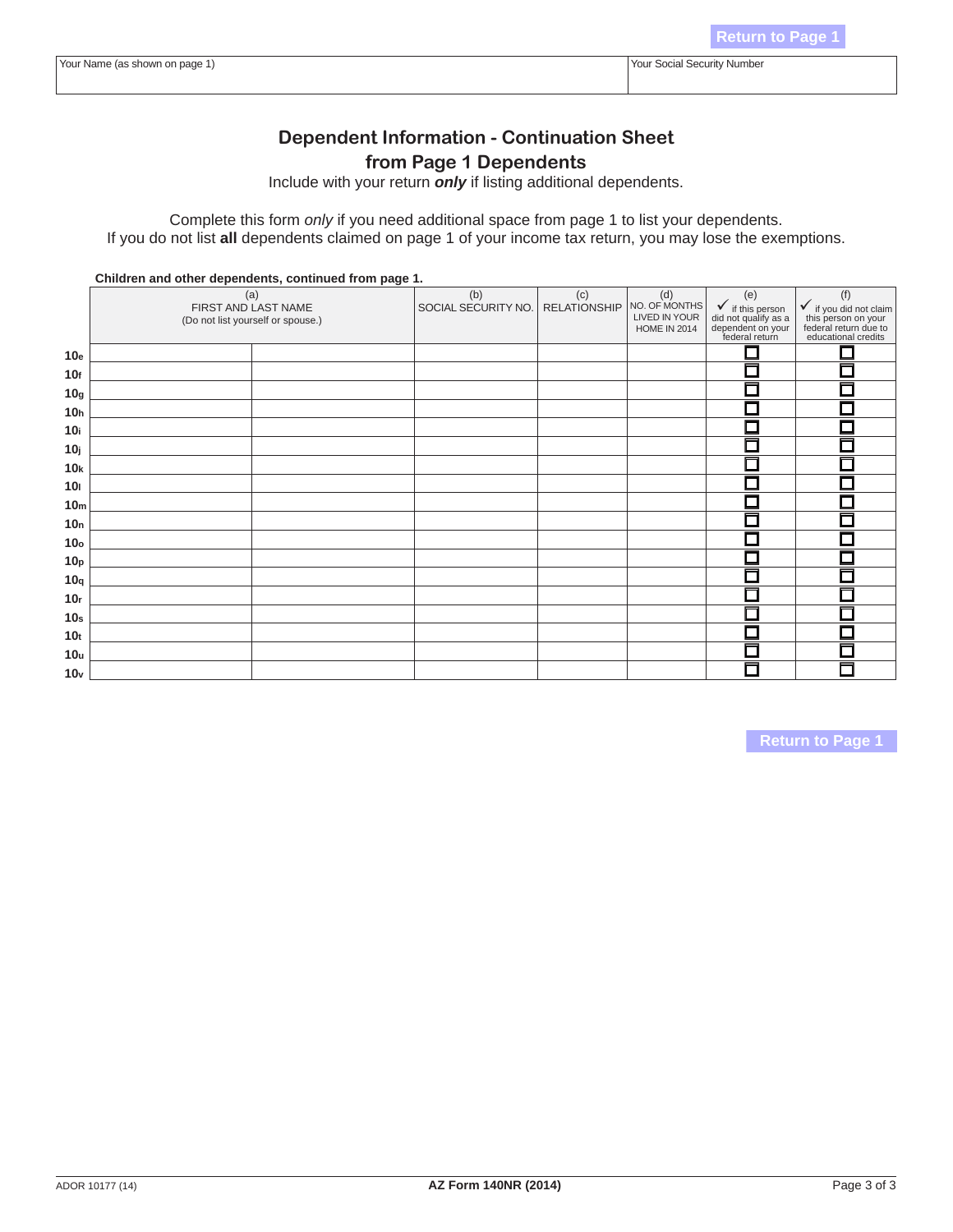Return to Page 1

| Your Name (as shown on page 1) | Your Social Security Number |
|---|---|
| | |

## Dependent Information - Continuation Sheet from Page 1 Dependents

Include with your return ***only*** if listing additional dependents.

Complete this form *only* if you need additional space from page 1 to list your dependents.
If you do not list **all** dependents claimed on page 1 of your income tax return, you may lose the exemptions.

**Children and other dependents, continued from page 1.**

| | (a) FIRST AND LAST NAME (Do not list yourself or spouse.) | | (b) SOCIAL SECURITY NO. | (c) RELATIONSHIP | (d) NO. OF MONTHS LIVED IN YOUR HOME IN 2014 | (e) ✓ if this person did not qualify as a dependent on your federal return | (f) ✓ if you did not claim this person on your federal return due to educational credits |
|---|---|---|---|---|---|---|---|
| **10e** | | | | | | ☐ | ☐ |
| **10f** | | | | | | ☐ | ☐ |
| **10g** | | | | | | ☐ | ☐ |
| **10h** | | | | | | ☐ | ☐ |
| **10i** | | | | | | ☐ | ☐ |
| **10j** | | | | | | ☐ | ☐ |
| **10k** | | | | | | ☐ | ☐ |
| **10l** | | | | | | ☐ | ☐ |
| **10m** | | | | | | ☐ | ☐ |
| **10n** | | | | | | ☐ | ☐ |
| **10o** | | | | | | ☐ | ☐ |
| **10p** | | | | | | ☐ | ☐ |
| **10q** | | | | | | ☐ | ☐ |
| **10r** | | | | | | ☐ | ☐ |
| **10s** | | | | | | ☐ | ☐ |
| **10t** | | | | | | ☐ | ☐ |
| **10u** | | | | | | ☐ | ☐ |
| **10v** | | | | | | ☐ | ☐ |

Return to Page 1

ADOR 10177 (14) — AZ Form 140NR (2014)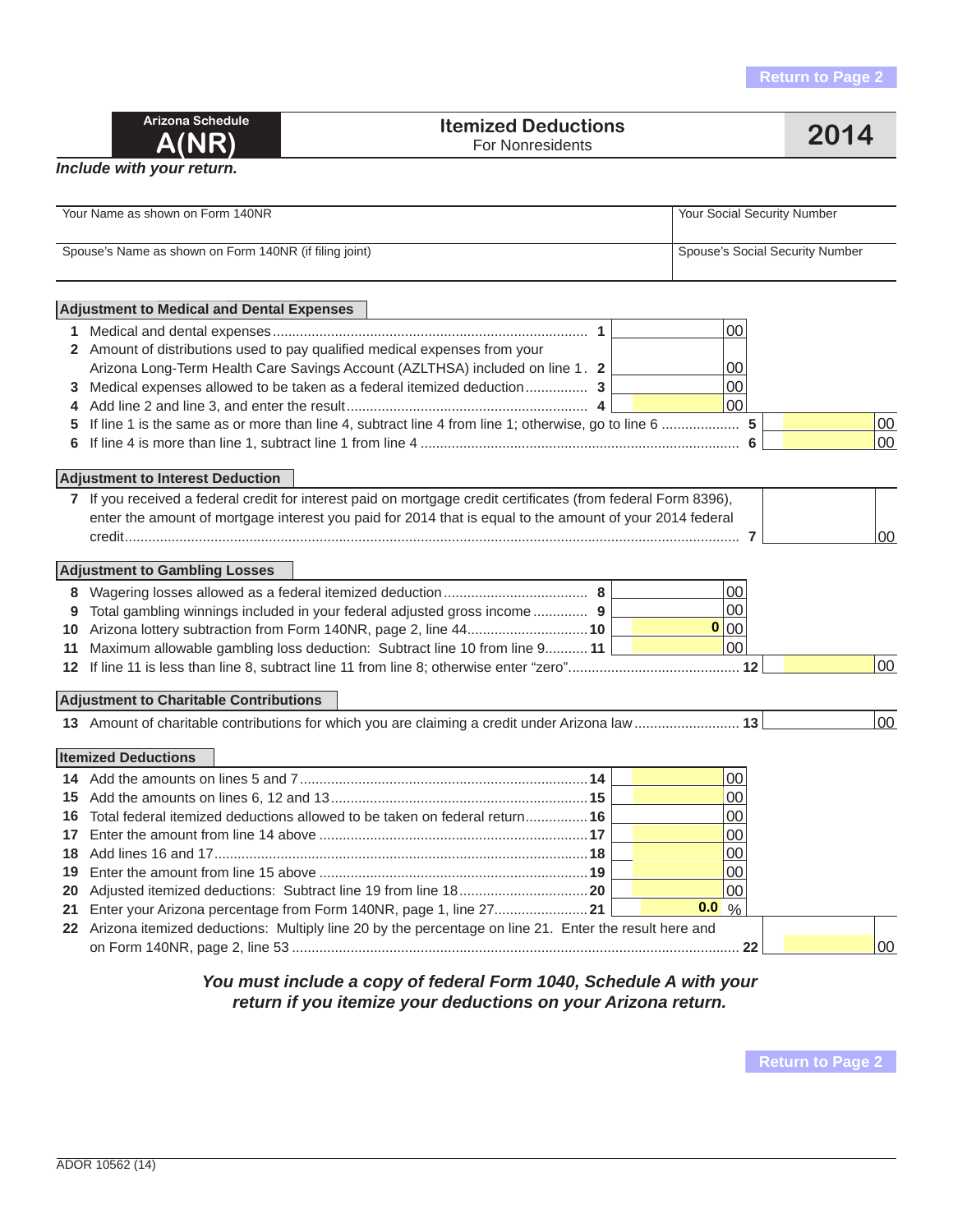Return to Page 2

# Arizona Schedule A(NR)

## Itemized Deductions
For Nonresidents

**2014**

***Include with your return.***

| Your Name as shown on Form 140NR | Your Social Security Number |
|---|---|
| Spouse's Name as shown on Form 140NR (if filing joint) | Spouse's Social Security Number |

### Adjustment to Medical and Dental Expenses

| | | | | |
|---|---|---|---|---|
| 1 | Medical and dental expenses | 1 | 00 | |
| 2 | Amount of distributions used to pay qualified medical expenses from your Arizona Long-Term Health Care Savings Account (AZLTHSA) included on line 1 | 2 | 00 | |
| 3 | Medical expenses allowed to be taken as a federal itemized deduction | 3 | 00 | |
| 4 | Add line 2 and line 3, and enter the result | 4 | 00 | |
| 5 | If line 1 is the same as or more than line 4, subtract line 4 from line 1; otherwise, go to line 6 | 5 | | 00 |
| 6 | If line 4 is more than line 1, subtract line 1 from line 4 | 6 | | 00 |

### Adjustment to Interest Deduction

| | | | |
|---|---|---|---|
| 7 | If you received a federal credit for interest paid on mortgage credit certificates (from federal Form 8396), enter the amount of mortgage interest you paid for 2014 that is equal to the amount of your 2014 federal credit | 7 | 00 |

### Adjustment to Gambling Losses

| | | | | |
|---|---|---|---|---|
| 8 | Wagering losses allowed as a federal itemized deduction | 8 | 00 | |
| 9 | Total gambling winnings included in your federal adjusted gross income | 9 | 00 | |
| 10 | Arizona lottery subtraction from Form 140NR, page 2, line 44 | 10 | 0 00 | |
| 11 | Maximum allowable gambling loss deduction: Subtract line 10 from line 9 | 11 | 00 | |
| 12 | If line 11 is less than line 8, subtract line 11 from line 8; otherwise enter "zero" | 12 | | 00 |

### Adjustment to Charitable Contributions

| | | | |
|---|---|---|---|
| 13 | Amount of charitable contributions for which you are claiming a credit under Arizona law | 13 | 00 |

### Itemized Deductions

| | | | | |
|---|---|---|---|---|
| 14 | Add the amounts on lines 5 and 7 | 14 | 00 | |
| 15 | Add the amounts on lines 6, 12 and 13 | 15 | 00 | |
| 16 | Total federal itemized deductions allowed to be taken on federal return | 16 | 00 | |
| 17 | Enter the amount from line 14 above | 17 | 00 | |
| 18 | Add lines 16 and 17 | 18 | 00 | |
| 19 | Enter the amount from line 15 above | 19 | 00 | |
| 20 | Adjusted itemized deductions: Subtract line 19 from line 18 | 20 | 00 | |
| 21 | Enter your Arizona percentage from Form 140NR, page 1, line 27 | 21 | 0.0 % | |
| 22 | Arizona itemized deductions: Multiply line 20 by the percentage on line 21. Enter the result here and on Form 140NR, page 2, line 53 | 22 | | 00 |

***You must include a copy of federal Form 1040, Schedule A with your return if you itemize your deductions on your Arizona return.***

Return to Page 2

ADOR 10562 (14)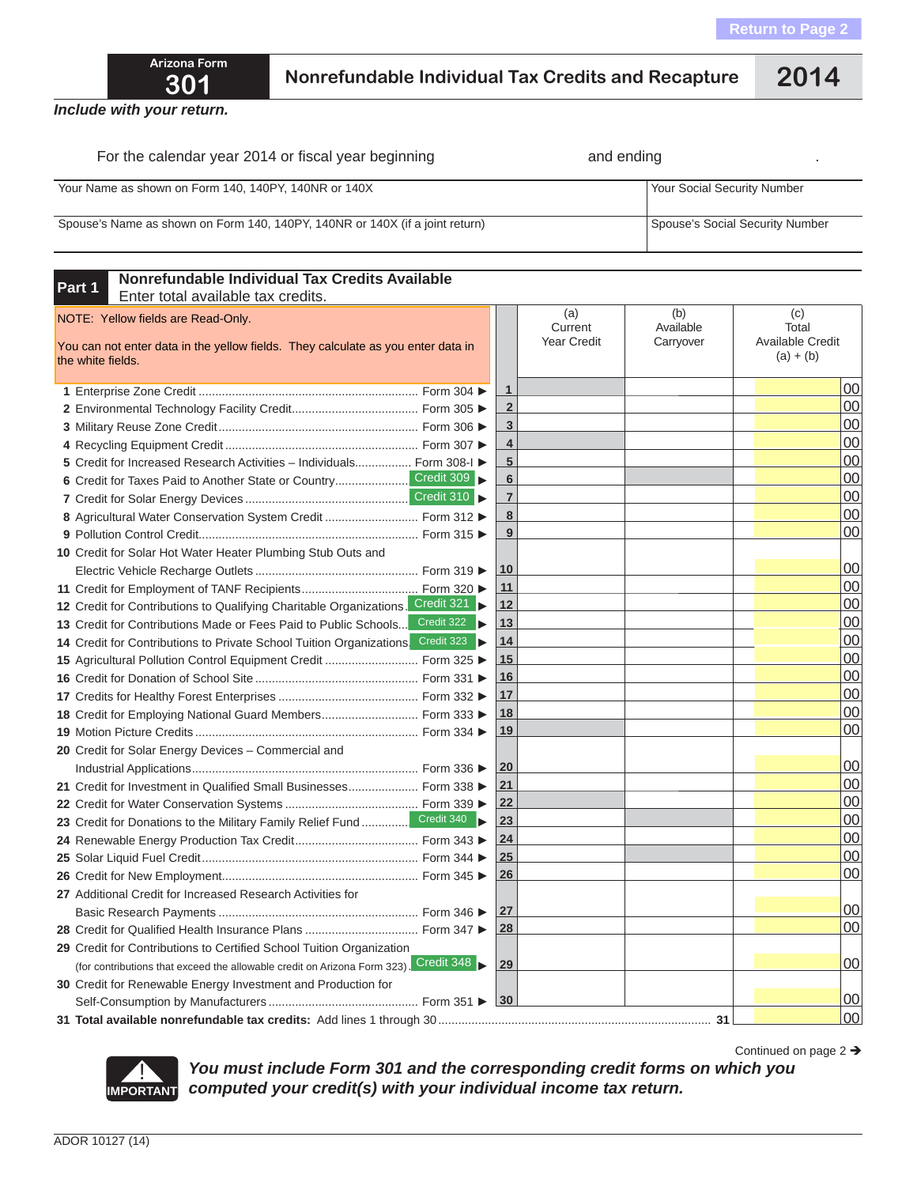Return to Page 2

# Arizona Form 301 — Nonrefundable Individual Tax Credits and Recapture — 2014

*Include with your return.*

For the calendar year 2014 or fiscal year beginning and ending .

| Your Name as shown on Form 140, 140PY, 140NR or 140X | Your Social Security Number |
|---|---|
| Spouse's Name as shown on Form 140, 140PY, 140NR or 140X (if a joint return) | Spouse's Social Security Number |

## Part 1 Nonrefundable Individual Tax Credits Available

Enter total available tax credits.

NOTE: Yellow fields are Read-Only.

You can not enter data in the yellow fields. They calculate as you enter data in the white fields.

| | Line | (a) Current Year Credit | (b) Available Carryover | (c) Total Available Credit (a) + (b) |
|---|---|---|---|---|
| 1 Enterprise Zone Credit ....... Form 304 ▶ | 1 | | | 00 |
| 2 Environmental Technology Facility Credit ....... Form 305 ▶ | 2 | | | 00 |
| 3 Military Reuse Zone Credit ....... Form 306 ▶ | 3 | | | 00 |
| 4 Recycling Equipment Credit ....... Form 307 ▶ | 4 | | | 00 |
| 5 Credit for Increased Research Activities – Individuals ....... Form 308-I ▶ | 5 | | | 00 |
| 6 Credit for Taxes Paid to Another State or Country ....... Credit 309 ▶ | 6 | | | 00 |
| 7 Credit for Solar Energy Devices ....... Credit 310 ▶ | 7 | | | 00 |
| 8 Agricultural Water Conservation System Credit ....... Form 312 ▶ | 8 | | | 00 |
| 9 Pollution Control Credit ....... Form 315 ▶ | 9 | | | 00 |
| 10 Credit for Solar Hot Water Heater Plumbing Stub Outs and Electric Vehicle Recharge Outlets ....... Form 319 ▶ | 10 | | | 00 |
| 11 Credit for Employment of TANF Recipients ....... Form 320 ▶ | 11 | | | 00 |
| 12 Credit for Contributions to Qualifying Charitable Organizations ....... Credit 321 ▶ | 12 | | | 00 |
| 13 Credit for Contributions Made or Fees Paid to Public Schools ....... Credit 322 ▶ | 13 | | | 00 |
| 14 Credit for Contributions to Private School Tuition Organizations ....... Credit 323 ▶ | 14 | | | 00 |
| 15 Agricultural Pollution Control Equipment Credit ....... Form 325 ▶ | 15 | | | 00 |
| 16 Credit for Donation of School Site ....... Form 331 ▶ | 16 | | | 00 |
| 17 Credits for Healthy Forest Enterprises ....... Form 332 ▶ | 17 | | | 00 |
| 18 Credit for Employing National Guard Members ....... Form 333 ▶ | 18 | | | 00 |
| 19 Motion Picture Credits ....... Form 334 ▶ | 19 | | | 00 |
| 20 Credit for Solar Energy Devices – Commercial and Industrial Applications ....... Form 336 ▶ | 20 | | | 00 |
| 21 Credit for Investment in Qualified Small Businesses ....... Form 338 ▶ | 21 | | | 00 |
| 22 Credit for Water Conservation Systems ....... Form 339 ▶ | 22 | | | 00 |
| 23 Credit for Donations to the Military Family Relief Fund ....... Credit 340 ▶ | 23 | | | 00 |
| 24 Renewable Energy Production Tax Credit ....... Form 343 ▶ | 24 | | | 00 |
| 25 Solar Liquid Fuel Credit ....... Form 344 ▶ | 25 | | | 00 |
| 26 Credit for New Employment ....... Form 345 ▶ | 26 | | | 00 |
| 27 Additional Credit for Increased Research Activities for Basic Research Payments ....... Form 346 ▶ | 27 | | | 00 |
| 28 Credit for Qualified Health Insurance Plans ....... Form 347 ▶ | 28 | | | 00 |
| 29 Credit for Contributions to Certified School Tuition Organization (for contributions that exceed the allowable credit on Arizona Form 323) ....... Credit 348 ▶ | 29 | | | 00 |
| 30 Credit for Renewable Energy Investment and Production for Self-Consumption by Manufacturers ....... Form 351 ▶ | 30 | | | 00 |
| 31 **Total available nonrefundable tax credits:** Add lines 1 through 30 | 31 | | | 00 |

Continued on page 2 ➔

IMPORTANT ***You must include Form 301 and the corresponding credit forms on which you computed your credit(s) with your individual income tax return.***

ADOR 10127 (14)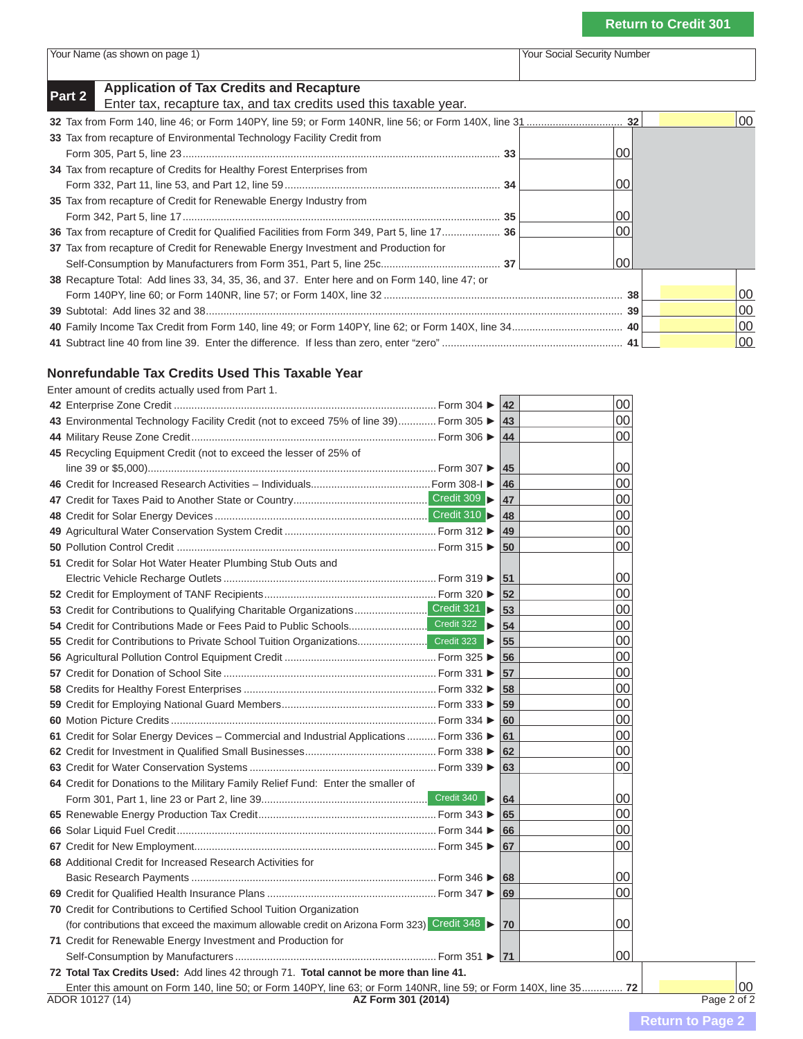Return to Credit 301

| Your Name (as shown on page 1) | Your Social Security Number |
|---|---|
| | |

## Part 2 Application of Tax Credits and Recapture

Enter tax, recapture tax, and tax credits used this taxable year.

| Line | Description | | | | |
|---|---|---|---|---|---|
| 32 | Tax from Form 140, line 46; or Form 140PY, line 59; or Form 140NR, line 56; or Form 140X, line 31 | | | 32 | 00 |
| 33 | Tax from recapture of Environmental Technology Facility Credit from Form 305, Part 5, line 23 | 33 | 00 | | |
| 34 | Tax from recapture of Credits for Healthy Forest Enterprises from Form 332, Part 11, line 53, and Part 12, line 59 | 34 | 00 | | |
| 35 | Tax from recapture of Credit for Renewable Energy Industry from Form 342, Part 5, line 17 | 35 | 00 | | |
| 36 | Tax from recapture of Credit for Qualified Facilities from Form 349, Part 5, line 17 | 36 | 00 | | |
| 37 | Tax from recapture of Credit for Renewable Energy Investment and Production for Self-Consumption by Manufacturers from Form 351, Part 5, line 25c | 37 | 00 | | |
| 38 | Recapture Total: Add lines 33, 34, 35, 36, and 37. Enter here and on Form 140, line 47; or Form 140PY, line 60; or Form 140NR, line 57; or Form 140X, line 32 | | | 38 | 00 |
| 39 | Subtotal: Add lines 32 and 38 | | | 39 | 00 |
| 40 | Family Income Tax Credit from Form 140, line 49; or Form 140PY, line 62; or Form 140X, line 34 | | | 40 | 00 |
| 41 | Subtract line 40 from line 39. Enter the difference. If less than zero, enter "zero" | | | 41 | 00 |

## Nonrefundable Tax Credits Used This Taxable Year

Enter amount of credits actually used from Part 1.

| Line | Description | Form | | |
|---|---|---|---|---|
| 42 | Enterprise Zone Credit | Form 304 ▶ | 42 | 00 |
| 43 | Environmental Technology Facility Credit (not to exceed 75% of line 39) | Form 305 ▶ | 43 | 00 |
| 44 | Military Reuse Zone Credit | Form 306 ▶ | 44 | 00 |
| 45 | Recycling Equipment Credit (not to exceed the lesser of 25% of line 39 or $5,000) | Form 307 ▶ | 45 | 00 |
| 46 | Credit for Increased Research Activities – Individuals | Form 308-I ▶ | 46 | 00 |
| 47 | Credit for Taxes Paid to Another State or Country | Credit 309 ▶ | 47 | 00 |
| 48 | Credit for Solar Energy Devices | Credit 310 ▶ | 48 | 00 |
| 49 | Agricultural Water Conservation System Credit | Form 312 ▶ | 49 | 00 |
| 50 | Pollution Control Credit | Form 315 ▶ | 50 | 00 |
| 51 | Credit for Solar Hot Water Heater Plumbing Stub Outs and Electric Vehicle Recharge Outlets | Form 319 ▶ | 51 | 00 |
| 52 | Credit for Employment of TANF Recipients | Form 320 ▶ | 52 | 00 |
| 53 | Credit for Contributions to Qualifying Charitable Organizations | Credit 321 ▶ | 53 | 00 |
| 54 | Credit for Contributions Made or Fees Paid to Public Schools | Credit 322 ▶ | 54 | 00 |
| 55 | Credit for Contributions to Private School Tuition Organizations | Credit 323 ▶ | 55 | 00 |
| 56 | Agricultural Pollution Control Equipment Credit | Form 325 ▶ | 56 | 00 |
| 57 | Credit for Donation of School Site | Form 331 ▶ | 57 | 00 |
| 58 | Credits for Healthy Forest Enterprises | Form 332 ▶ | 58 | 00 |
| 59 | Credit for Employing National Guard Members | Form 333 ▶ | 59 | 00 |
| 60 | Motion Picture Credits | Form 334 ▶ | 60 | 00 |
| 61 | Credit for Solar Energy Devices – Commercial and Industrial Applications | Form 336 ▶ | 61 | 00 |
| 62 | Credit for Investment in Qualified Small Businesses | Form 338 ▶ | 62 | 00 |
| 63 | Credit for Water Conservation Systems | Form 339 ▶ | 63 | 00 |
| 64 | Credit for Donations to the Military Family Relief Fund: Enter the smaller of Form 301, Part 1, line 23 or Part 2, line 39 | Credit 340 ▶ | 64 | 00 |
| 65 | Renewable Energy Production Tax Credit | Form 343 ▶ | 65 | 00 |
| 66 | Solar Liquid Fuel Credit | Form 344 ▶ | 66 | 00 |
| 67 | Credit for New Employment | Form 345 ▶ | 67 | 00 |
| 68 | Additional Credit for Increased Research Activities for Basic Research Payments | Form 346 ▶ | 68 | 00 |
| 69 | Credit for Qualified Health Insurance Plans | Form 347 ▶ | 69 | 00 |
| 70 | Credit for Contributions to Certified School Tuition Organization (for contributions that exceed the maximum allowable credit on Arizona Form 323) | Credit 348 ▶ | 70 | 00 |
| 71 | Credit for Renewable Energy Investment and Production for Self-Consumption by Manufacturers | Form 351 ▶ | 71 | 00 |

| Line | Description | | |
|---|---|---|---|
| 72 | **Total Tax Credits Used:** Add lines 42 through 71. **Total cannot be more than line 41.** Enter this amount on Form 140, line 50; or Form 140PY, line 63; or Form 140NR, line 59; or Form 140X, line 35 | 72 | 00 |

ADOR 10127 (14) **AZ Form 301 (2014)**

Return to Page 2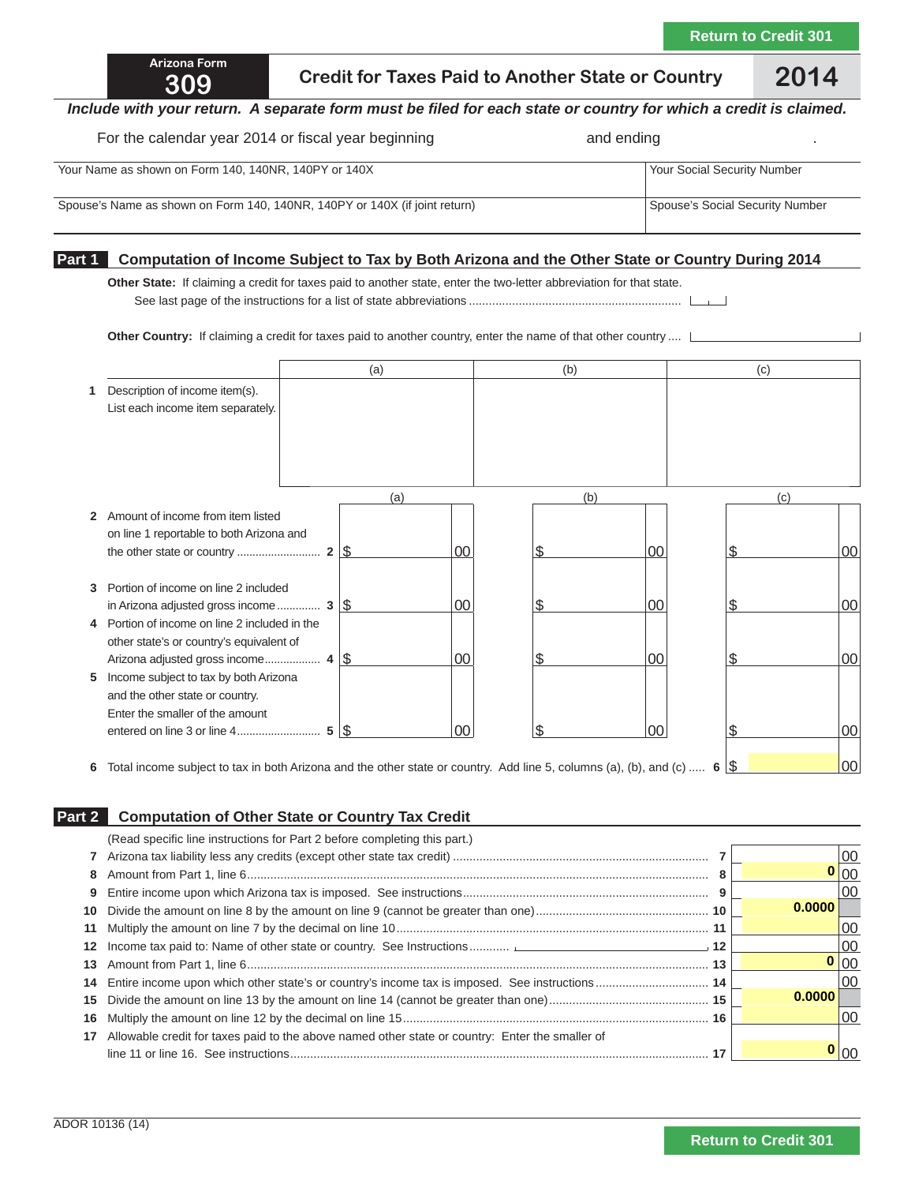Return to Credit 301

# Arizona Form 309 — Credit for Taxes Paid to Another State or Country — 2014

***Include with your return. A separate form must be filed for each state or country for which a credit is claimed.***

For the calendar year 2014 or fiscal year beginning and ending .

| Your Name as shown on Form 140, 140NR, 140PY or 140X | Your Social Security Number |
|---|---|
| Spouse's Name as shown on Form 140, 140NR, 140PY or 140X (if joint return) | Spouse's Social Security Number |

## Part 1 Computation of Income Subject to Tax by Both Arizona and the Other State or Country During 2014

**Other State:** If claiming a credit for taxes paid to another state, enter the two-letter abbreviation for that state. See last page of the instructions for a list of state abbreviations ...............................................................

**Other Country:** If claiming a credit for taxes paid to another country, enter the name of that other country ....

| | | (a) | (b) | (c) |
|---|---|---|---|---|
| 1 | Description of income item(s). List each income item separately. | | | |
| 2 | Amount of income from item listed on line 1 reportable to both Arizona and the other state or country .......................... 2 | $ 00 | $ 00 | $ 00 |
| 3 | Portion of income on line 2 included in Arizona adjusted gross income ............. 3 | $ 00 | $ 00 | $ 00 |
| 4 | Portion of income on line 2 included in the other state's or country's equivalent of Arizona adjusted gross income................. 4 | $ 00 | $ 00 | $ 00 |
| 5 | Income subject to tax by both Arizona and the other state or country. Enter the smaller of the amount entered on line 3 or line 4.......................... 5 | $ 00 | $ 00 | $ 00 |

6 Total income subject to tax in both Arizona and the other state or country. Add line 5, columns (a), (b), and (c) ..... 6 $ 00

## Part 2 Computation of Other State or Country Tax Credit

(Read specific line instructions for Part 2 before completing this part.)

| | | | |
|---|---|---|---|
| 7 | Arizona tax liability less any credits (except other state tax credit) ........................................................................ | 7 | 00 |
| 8 | Amount from Part 1, line 6.............................................................................................................................. | 8 | 0 00 |
| 9 | Entire income upon which Arizona tax is imposed. See instructions......................................................................... | 9 | 00 |
| 10 | Divide the amount on line 8 by the amount on line 9 (cannot be greater than one)................................................. | 10 | 0.0000 |
| 11 | Multiply the amount on line 7 by the decimal on line 10............................................................................................ | 11 | 00 |
| 12 | Income tax paid to: Name of other state or country. See Instructions............ ______ | 12 | 00 |
| 13 | Amount from Part 1, line 6.............................................................................................................................. | 13 | 0 00 |
| 14 | Entire income upon which other state's or country's income tax is imposed. See instructions................................. | 14 | 00 |
| 15 | Divide the amount on line 13 by the amount on line 14 (cannot be greater than one)............................................... | 15 | 0.0000 |
| 16 | Multiply the amount on line 12 by the decimal on line 15........................................................................................... | 16 | 00 |
| 17 | Allowable credit for taxes paid to the above named other state or country: Enter the smaller of line 11 or line 16. See instructions........................................................................................................................... | 17 | 0 00 |

ADOR 10136 (14)

Return to Credit 301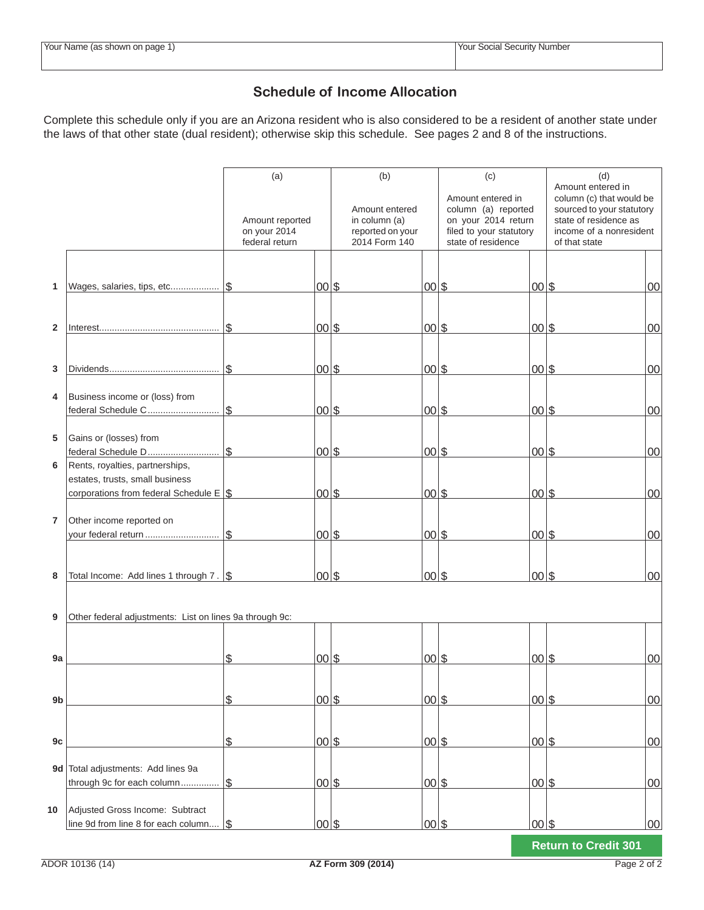| Your Name (as shown on page 1) | Your Social Security Number |
|---|---|
| | |

## Schedule of Income Allocation

Complete this schedule only if you are an Arizona resident who is also considered to be a resident of another state under the laws of that other state (dual resident); otherwise skip this schedule. See pages 2 and 8 of the instructions.

| | | (a) Amount reported on your 2014 federal return | (b) Amount entered in column (a) reported on your 2014 Form 140 | (c) Amount entered in column (a) reported on your 2014 return filed to your statutory state of residence | (d) Amount entered in column (c) that would be sourced to your statutory state of residence as income of a nonresident of that state |
|---|---|---|---|---|---|
| 1 | Wages, salaries, tips, etc. | $ 00 | $ 00 | $ 00 | $ 00 |
| 2 | Interest | $ 00 | $ 00 | $ 00 | $ 00 |
| 3 | Dividends | $ 00 | $ 00 | $ 00 | $ 00 |
| 4 | Business income or (loss) from federal Schedule C | $ 00 | $ 00 | $ 00 | $ 00 |
| 5 | Gains or (losses) from federal Schedule D | $ 00 | $ 00 | $ 00 | $ 00 |
| 6 | Rents, royalties, partnerships, estates, trusts, small business corporations from federal Schedule E | $ 00 | $ 00 | $ 00 | $ 00 |
| 7 | Other income reported on your federal return | $ 00 | $ 00 | $ 00 | $ 00 |
| 8 | Total Income: Add lines 1 through 7 | $ 00 | $ 00 | $ 00 | $ 00 |
| 9 | Other federal adjustments: List on lines 9a through 9c: | | | | |
| 9a | | $ 00 | $ 00 | $ 00 | $ 00 |
| 9b | | $ 00 | $ 00 | $ 00 | $ 00 |
| 9c | | $ 00 | $ 00 | $ 00 | $ 00 |
| 9d | Total adjustments: Add lines 9a through 9c for each column | $ 00 | $ 00 | $ 00 | $ 00 |
| 10 | Adjusted Gross Income: Subtract line 9d from line 8 for each column | $ 00 | $ 00 | $ 00 | $ 00 |

**Return to Credit 301**

ADOR 10136 (14) AZ Form 309 (2014)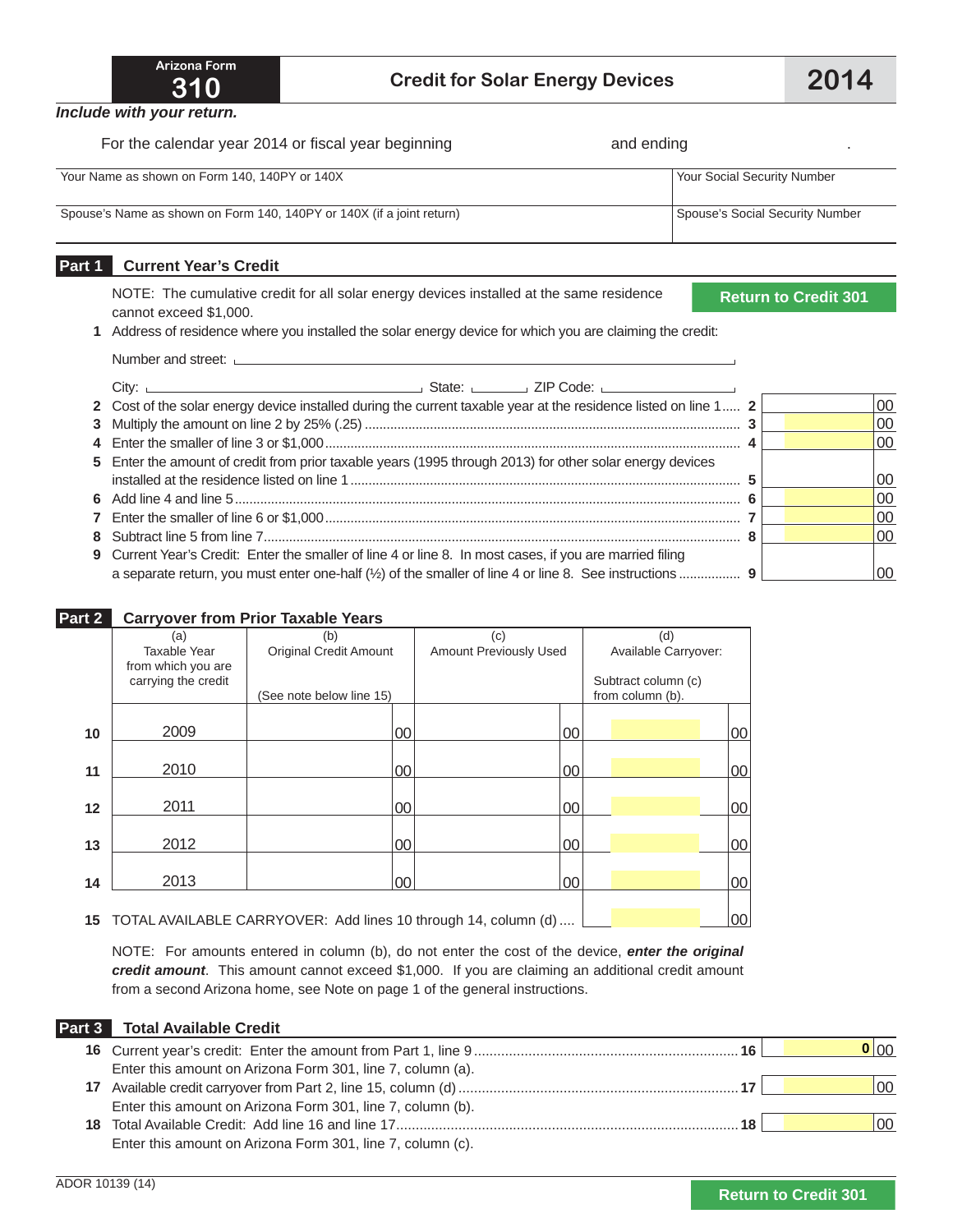**Arizona Form 310**

# Credit for Solar Energy Devices

**2014**

***Include with your return.***

For the calendar year 2014 or fiscal year beginning and ending .

| Your Name as shown on Form 140, 140PY or 140X | Your Social Security Number |
|---|---|
| Spouse's Name as shown on Form 140, 140PY or 140X (if a joint return) | Spouse's Social Security Number |

## Part 1 Current Year's Credit

NOTE: The cumulative credit for all solar energy devices installed at the same residence cannot exceed $1,000.

Return to Credit 301

**1** Address of residence where you installed the solar energy device for which you are claiming the credit:

Number and street: ______________________

City: ____________ State: ______ ZIP Code: ________

| Line | Description | No. | Amount |
|---|---|---|---|
| 2 | Cost of the solar energy device installed during the current taxable year at the residence listed on line 1 | 2 | 00 |
| 3 | Multiply the amount on line 2 by 25% (.25) | 3 | 00 |
| 4 | Enter the smaller of line 3 or $1,000 | 4 | 00 |
| 5 | Enter the amount of credit from prior taxable years (1995 through 2013) for other solar energy devices installed at the residence listed on line 1 | 5 | 00 |
| 6 | Add line 4 and line 5 | 6 | 00 |
| 7 | Enter the smaller of line 6 or $1,000 | 7 | 00 |
| 8 | Subtract line 5 from line 7 | 8 | 00 |
| 9 | Current Year's Credit: Enter the smaller of line 4 or line 8. In most cases, if you are married filing a separate return, you must enter one-half (½) of the smaller of line 4 or line 8. See instructions | 9 | 00 |

## Part 2 Carryover from Prior Taxable Years

| | (a) Taxable Year from which you are carrying the credit | (b) Original Credit Amount (See note below line 15) | (c) Amount Previously Used | (d) Available Carryover: Subtract column (c) from column (b). |
|---|---|---|---|---|
| 10 | 2009 | 00 | 00 | 00 |
| 11 | 2010 | 00 | 00 | 00 |
| 12 | 2011 | 00 | 00 | 00 |
| 13 | 2012 | 00 | 00 | 00 |
| 14 | 2013 | 00 | 00 | 00 |
| 15 | TOTAL AVAILABLE CARRYOVER: Add lines 10 through 14, column (d) | | | 00 |

NOTE: For amounts entered in column (b), do not enter the cost of the device, ***enter the original credit amount***. This amount cannot exceed $1,000. If you are claiming an additional credit amount from a second Arizona home, see Note on page 1 of the general instructions.

## Part 3 Total Available Credit

| Line | Description | No. | Amount |
|---|---|---|---|
| 16 | Current year's credit: Enter the amount from Part 1, line 9. Enter this amount on Arizona Form 301, line 7, column (a). | 16 | 0 00 |
| 17 | Available credit carryover from Part 2, line 15, column (d). Enter this amount on Arizona Form 301, line 7, column (b). | 17 | 00 |
| 18 | Total Available Credit: Add line 16 and line 17. Enter this amount on Arizona Form 301, line 7, column (c). | 18 | 00 |

ADOR 10139 (14)

Return to Credit 301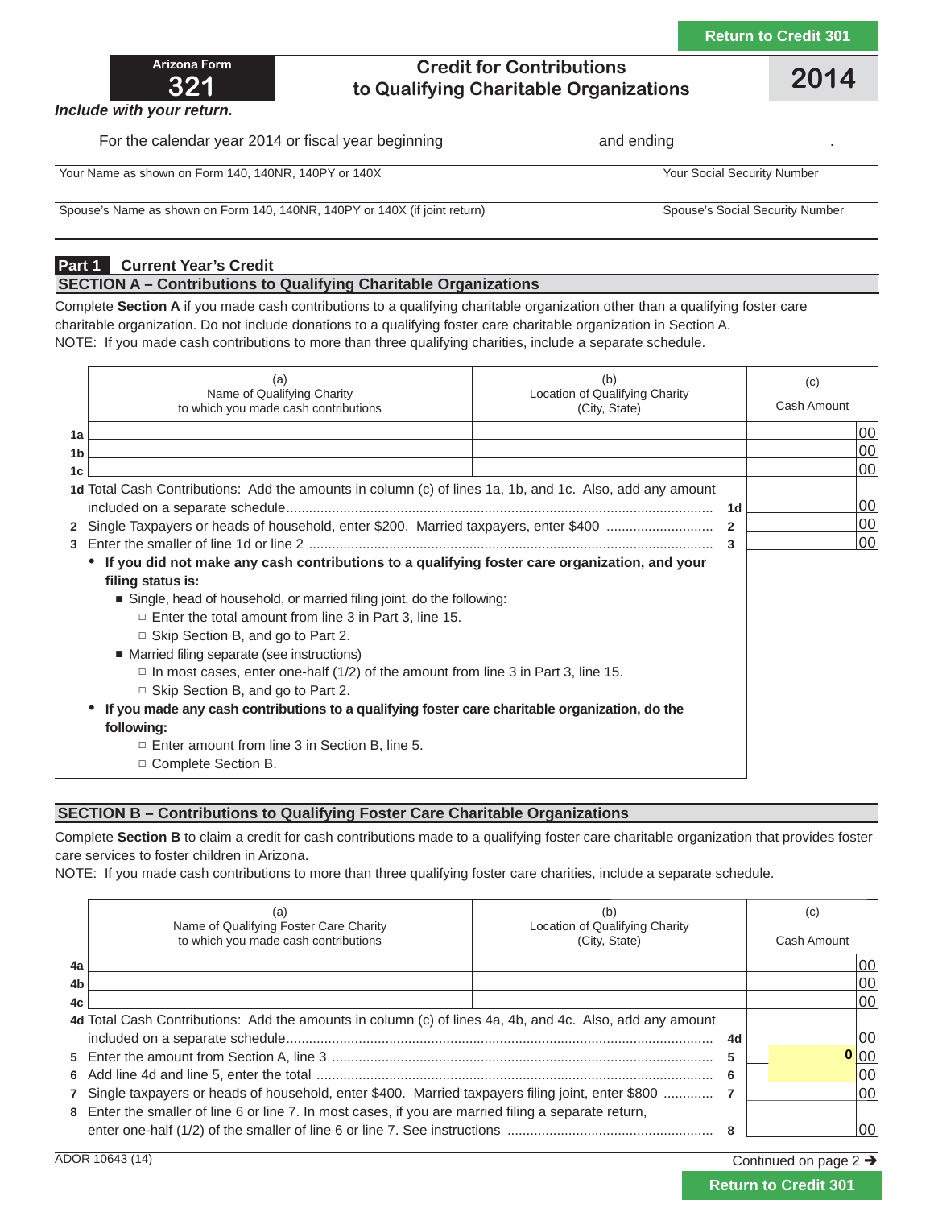Return to Credit 301

**Arizona Form 321**

# Credit for Contributions to Qualifying Charitable Organizations

**2014**

***Include with your return.***

For the calendar year 2014 or fiscal year beginning and ending .

| Your Name as shown on Form 140, 140NR, 140PY or 140X | Your Social Security Number |
|---|---|
| Spouse's Name as shown on Form 140, 140NR, 140PY or 140X (if joint return) | Spouse's Social Security Number |

## Part 1 Current Year's Credit

### SECTION A – Contributions to Qualifying Charitable Organizations

Complete **Section A** if you made cash contributions to a qualifying charitable organization other than a qualifying foster care charitable organization. Do not include donations to a qualifying foster care charitable organization in Section A.
NOTE: If you made cash contributions to more than three qualifying charities, include a separate schedule.

| | (a) Name of Qualifying Charity to which you made cash contributions | (b) Location of Qualifying Charity (City, State) | (c) Cash Amount |
|---|---|---|---|
| 1a | | | 00 |
| 1b | | | 00 |
| 1c | | | 00 |

1d Total Cash Contributions: Add the amounts in column (c) of lines 1a, 1b, and 1c. Also, add any amount included on a separate schedule .......... **1d** 00
2 Single Taxpayers or heads of household, enter $200. Married taxpayers, enter $400 .......... **2** 00
3 Enter the smaller of line 1d or line 2 .......... **3** 00

- **If you did not make any cash contributions to a qualifying foster care organization, and your filing status is:**
  - Single, head of household, or married filing joint, do the following:
    - Enter the total amount from line 3 in Part 3, line 15.
    - Skip Section B, and go to Part 2.
  - Married filing separate (see instructions)
    - In most cases, enter one-half (1/2) of the amount from line 3 in Part 3, line 15.
    - Skip Section B, and go to Part 2.
- **If you made any cash contributions to a qualifying foster care charitable organization, do the following:**
  - Enter amount from line 3 in Section B, line 5.
  - Complete Section B.

### SECTION B – Contributions to Qualifying Foster Care Charitable Organizations

Complete **Section B** to claim a credit for cash contributions made to a qualifying foster care charitable organization that provides foster care services to foster children in Arizona.
NOTE: If you made cash contributions to more than three qualifying foster care charities, include a separate schedule.

| | (a) Name of Qualifying Foster Care Charity to which you made cash contributions | (b) Location of Qualifying Charity (City, State) | (c) Cash Amount |
|---|---|---|---|
| 4a | | | 00 |
| 4b | | | 00 |
| 4c | | | 00 |

4d Total Cash Contributions: Add the amounts in column (c) of lines 4a, 4b, and 4c. Also, add any amount included on a separate schedule .......... **4d** 00
5 Enter the amount from Section A, line 3 .......... **5** 0 00
6 Add line 4d and line 5, enter the total .......... **6** 00
7 Single taxpayers or heads of household, enter $400. Married taxpayers filing joint, enter $800 .......... **7** 00
8 Enter the smaller of line 6 or line 7. In most cases, if you are married filing a separate return, enter one-half (1/2) of the smaller of line 6 or line 7. See instructions .......... **8** 00

ADOR 10643 (14)

Continued on page 2 ➔

Return to Credit 301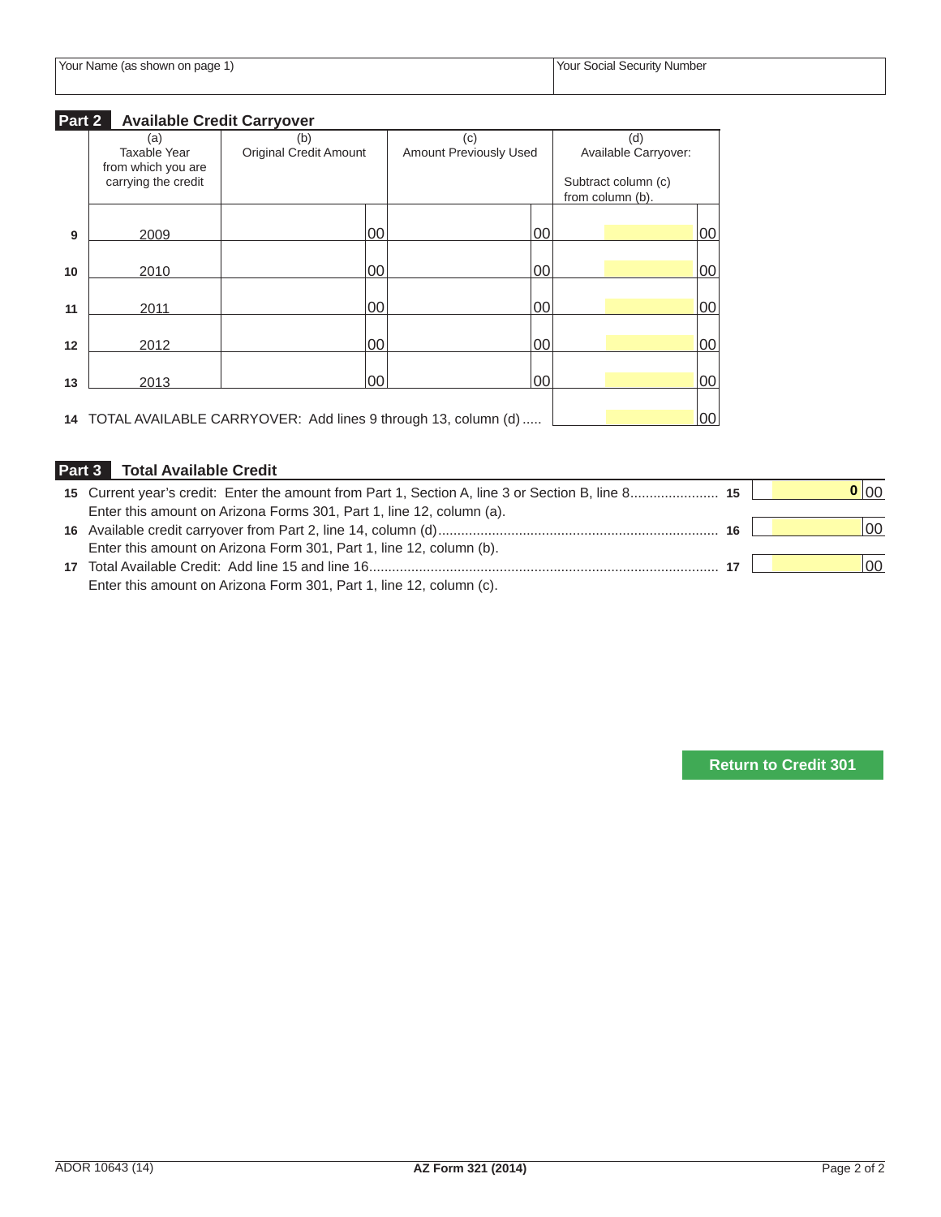| Your Name (as shown on page 1) | Your Social Security Number |
|---|---|
| | |

## Part 2 Available Credit Carryover

| | (a) Taxable Year from which you are carrying the credit | (b) Original Credit Amount | (c) Amount Previously Used | (d) Available Carryover: Subtract column (c) from column (b). |
|---|---|---|---|---|
| 9 | 2009 | 00 | 00 | 00 |
| 10 | 2010 | 00 | 00 | 00 |
| 11 | 2011 | 00 | 00 | 00 |
| 12 | 2012 | 00 | 00 | 00 |
| 13 | 2013 | 00 | 00 | 00 |
| 14 | TOTAL AVAILABLE CARRYOVER: Add lines 9 through 13, column (d) ..... | | | 00 |

## Part 3 Total Available Credit

| | | | |
|---|---|---|---|
| 15 | Current year's credit: Enter the amount from Part 1, Section A, line 3 or Section B, line 8....................... Enter this amount on Arizona Forms 301, Part 1, line 12, column (a). | 15 | 0 00 |
| 16 | Available credit carryover from Part 2, line 14, column (d)........................................................................ Enter this amount on Arizona Form 301, Part 1, line 12, column (b). | 16 | 00 |
| 17 | Total Available Credit: Add line 15 and line 16.......................................................................................... Enter this amount on Arizona Form 301, Part 1, line 12, column (c). | 17 | 00 |

Return to Credit 301

ADOR 10643 (14) AZ Form 321 (2014)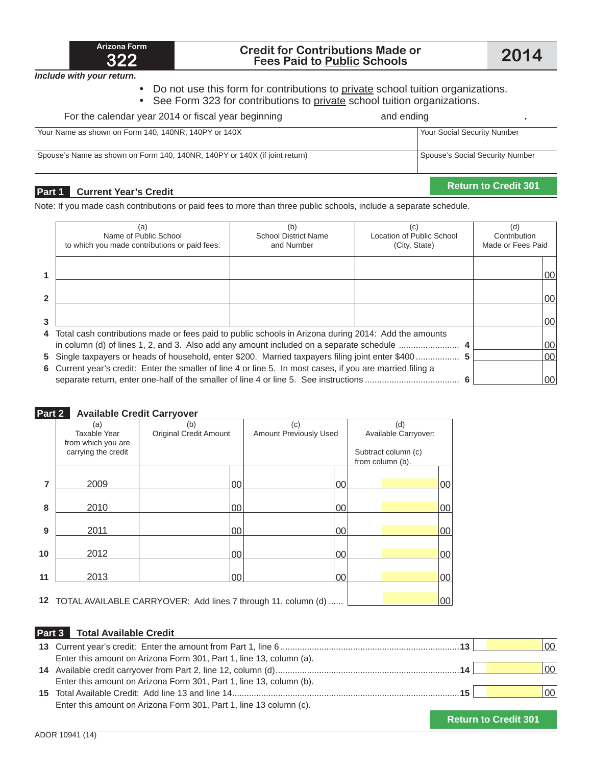Arizona Form **322**

# Credit for Contributions Made or Fees Paid to Public Schools

**2014**

*Include with your return.*

- Do not use this form for contributions to private school tuition organizations.
- See Form 323 for contributions to private school tuition organizations.

For the calendar year 2014 or fiscal year beginning and ending .

| Your Name as shown on Form 140, 140NR, 140PY or 140X | Your Social Security Number |
|---|---|
| Spouse's Name as shown on Form 140, 140NR, 140PY or 140X (if joint return) | Spouse's Social Security Number |

## Part 1 Current Year's Credit

Return to Credit 301

Note: If you made cash contributions or paid fees to more than three public schools, include a separate schedule.

| | (a) Name of Public School to which you made contributions or paid fees: | (b) School District Name and Number | (c) Location of Public School (City, State) | (d) Contribution Made or Fees Paid |
|---|---|---|---|---|
| 1 | | | | 00 |
| 2 | | | | 00 |
| 3 | | | | 00 |

4 Total cash contributions made or fees paid to public schools in Arizona during 2014: Add the amounts in column (d) of lines 1, 2, and 3. Also add any amount included on a separate schedule ........................ 4 | 00

5 Single taxpayers or heads of household, enter $200. Married taxpayers filing joint enter $400 .................. 5 | 00

6 Current year's credit: Enter the smaller of line 4 or line 5. In most cases, if you are married filing a separate return, enter one-half of the smaller of line 4 or line 5. See instructions ...................................... 6 | 00

## Part 2 Available Credit Carryover

| | (a) Taxable Year from which you are carrying the credit | (b) Original Credit Amount | (c) Amount Previously Used | (d) Available Carryover: Subtract column (c) from column (b). |
|---|---|---|---|---|
| 7 | 2009 | 00 | 00 | 00 |
| 8 | 2010 | 00 | 00 | 00 |
| 9 | 2011 | 00 | 00 | 00 |
| 10 | 2012 | 00 | 00 | 00 |
| 11 | 2013 | 00 | 00 | 00 |
| 12 | TOTAL AVAILABLE CARRYOVER: Add lines 7 through 11, column (d) ...... | | | 00 |

## Part 3 Total Available Credit

13 Current year's credit: Enter the amount from Part 1, line 6 ........................................................................13 | 00
Enter this amount on Arizona Form 301, Part 1, line 13, column (a).

14 Available credit carryover from Part 2, line 12, column (d).........................................................................14 | 00
Enter this amount on Arizona Form 301, Part 1, line 13, column (b).

15 Total Available Credit: Add line 13 and line 14..........................................................................................15 | 00
Enter this amount on Arizona Form 301, Part 1, line 13 column (c).

Return to Credit 301

ADOR 10941 (14)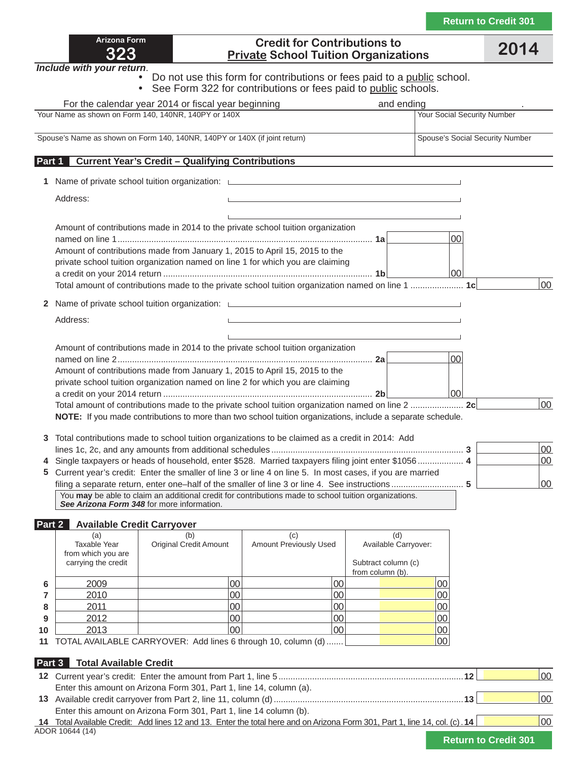Return to Credit 301

# Arizona Form 323 — Credit for Contributions to Private School Tuition Organizations — 2014

*Include with your return.*

- Do not use this form for contributions or fees paid to a public school.
- See Form 322 for contributions or fees paid to public schools.

For the calendar year 2014 or fiscal year beginning ________ and ending ________.

| Your Name as shown on Form 140, 140NR, 140PY or 140X | Your Social Security Number |
|---|---|
| Spouse's Name as shown on Form 140, 140NR, 140PY or 140X (if joint return) | Spouse's Social Security Number |

## Part 1 Current Year's Credit – Qualifying Contributions

**1** Name of private school tuition organization: ________

Address: ________

Amount of contributions made in 2014 to the private school tuition organization named on line 1 ........ **1a** ______ 00

Amount of contributions made from January 1, 2015 to April 15, 2015 to the private school tuition organization named on line 1 for which you are claiming a credit on your 2014 return ........ **1b** ______ 00

Total amount of contributions made to the private school tuition organization named on line 1 ........ **1c** ______ 00

**2** Name of private school tuition organization: ________

Address: ________

Amount of contributions made in 2014 to the private school tuition organization named on line 2 ........ **2a** ______ 00

Amount of contributions made from January 1, 2015 to April 15, 2015 to the private school tuition organization named on line 2 for which you are claiming a credit on your 2014 return ........ **2b** ______ 00

Total amount of contributions made to the private school tuition organization named on line 2 ........ **2c** ______ 00

**NOTE:** If you made contributions to more than two school tuition organizations, include a separate schedule.

**3** Total contributions made to school tuition organizations to be claimed as a credit in 2014: Add lines 1c, 2c, and any amounts from additional schedules ........ **3** ______ 00

**4** Single taxpayers or heads of household, enter $528. Married taxpayers filing joint enter $1056 ........ **4** ______ 00

**5** Current year's credit: Enter the smaller of line 3 or line 4 on line 5. In most cases, if you are married filing a separate return, enter one–half of the smaller of line 3 or line 4. See instructions ........ **5** ______ 00

You **may** be able to claim an additional credit for contributions made to school tuition organizations. ***See Arizona Form 348*** for more information.

## Part 2 Available Credit Carryover

| | (a) Taxable Year from which you are carrying the credit | (b) Original Credit Amount | (c) Amount Previously Used | (d) Available Carryover: Subtract column (c) from column (b). |
|---|---|---|---|---|
| 6 | 2009 | 00 | 00 | 00 |
| 7 | 2010 | 00 | 00 | 00 |
| 8 | 2011 | 00 | 00 | 00 |
| 9 | 2012 | 00 | 00 | 00 |
| 10 | 2013 | 00 | 00 | 00 |
| 11 | TOTAL AVAILABLE CARRYOVER: Add lines 6 through 10, column (d) | | | 00 |

## Part 3 Total Available Credit

**12** Current year's credit: Enter the amount from Part 1, line 5 ........ **12** ______ 00
Enter this amount on Arizona Form 301, Part 1, line 14, column (a).

**13** Available credit carryover from Part 2, line 11, column (d) ........ **13** ______ 00
Enter this amount on Arizona Form 301, Part 1, line 14 column (b).

**14** Total Available Credit: Add lines 12 and 13. Enter the total here and on Arizona Form 301, Part 1, line 14, col. (c) . **14** ______ 00

ADOR 10644 (14)

Return to Credit 301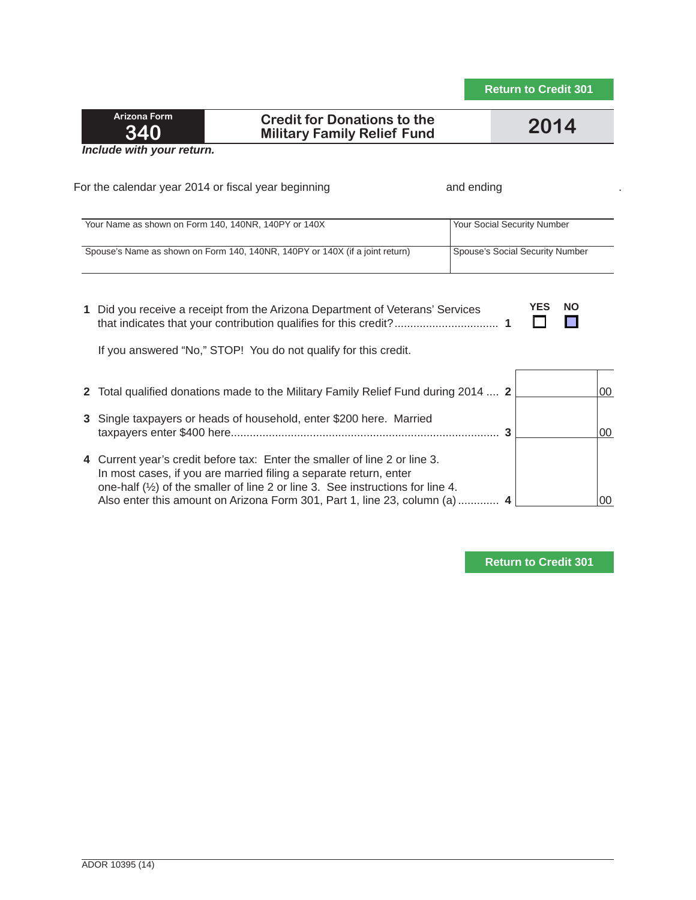Return to Credit 301

| Arizona Form **340** | **Credit for Donations to the Military Family Relief Fund** | **2014** |
|---|---|---|

***Include with your return.***

For the calendar year 2014 or fiscal year beginning and ending .

| Your Name as shown on Form 140, 140NR, 140PY or 140X | Your Social Security Number |
|---|---|
| Spouse's Name as shown on Form 140, 140NR, 140PY or 140X (if a joint return) | Spouse's Social Security Number |

**1** Did you receive a receipt from the Arizona Department of Veterans' Services that indicates that your contribution qualifies for this credit? ................................ **1** YES ☐ NO ☐

If you answered "No," STOP! You do not qualify for this credit.

| Line | Description | Amount |
|---|---|---|
| **2** | Total qualified donations made to the Military Family Relief Fund during 2014 .... **2** | 00 |
| **3** | Single taxpayers or heads of household, enter $200 here. Married taxpayers enter $400 here...................................................................................... **3** | 00 |
| **4** | Current year's credit before tax: Enter the smaller of line 2 or line 3. In most cases, if you are married filing a separate return, enter one-half (½) of the smaller of line 2 or line 3. See instructions for line 4. Also enter this amount on Arizona Form 301, Part 1, line 23, column (a) ............. **4** | 00 |

Return to Credit 301

ADOR 10395 (14)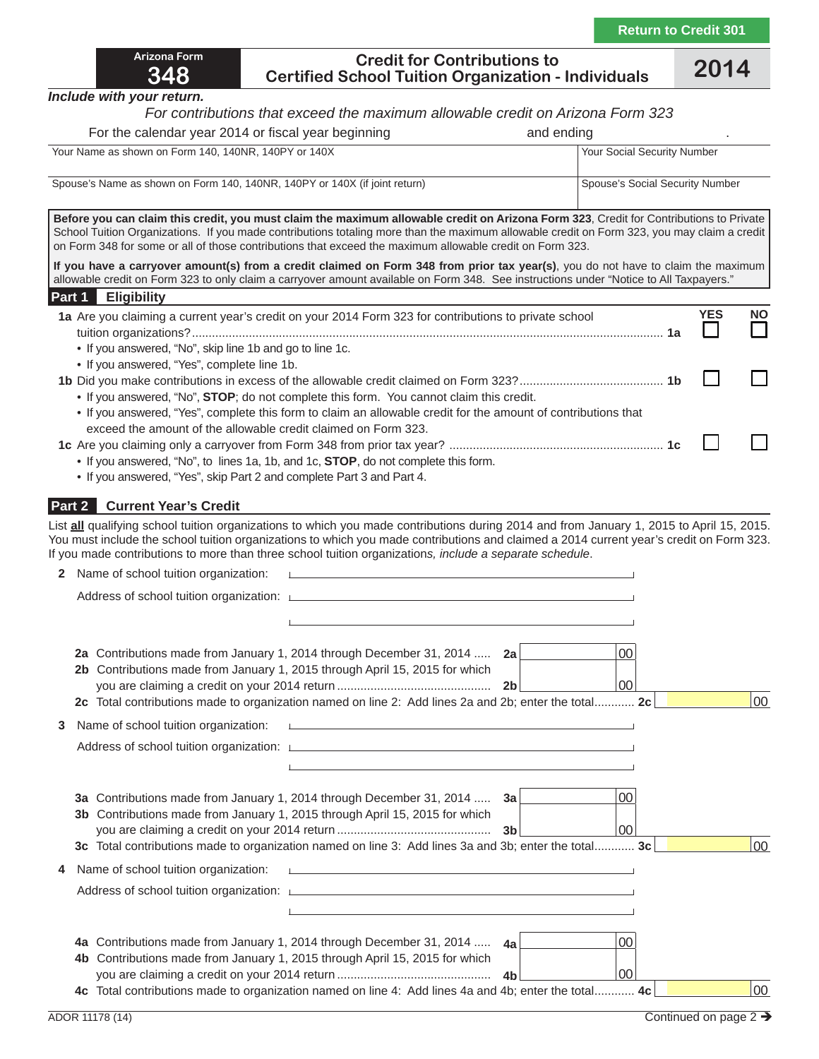Return to Credit 301

# Arizona Form 348 — Credit for Contributions to Certified School Tuition Organization - Individuals — 2014

*Include with your return.*

*For contributions that exceed the maximum allowable credit on Arizona Form 323*

For the calendar year 2014 or fiscal year beginning ______ and ending ______.

| Your Name as shown on Form 140, 140NR, 140PY or 140X | Your Social Security Number |
|---|---|
| Spouse's Name as shown on Form 140, 140NR, 140PY or 140X (if joint return) | Spouse's Social Security Number |

**Before you can claim this credit, you must claim the maximum allowable credit on Arizona Form 323**, Credit for Contributions to Private School Tuition Organizations. If you made contributions totaling more than the maximum allowable credit on Form 323, you may claim a credit on Form 348 for some or all of those contributions that exceed the maximum allowable credit on Form 323.

**If you have a carryover amount(s) from a credit claimed on Form 348 from prior tax year(s)**, you do not have to claim the maximum allowable credit on Form 323 to only claim a carryover amount available on Form 348. See instructions under "Notice to All Taxpayers."

## Part 1 Eligibility

| | | YES | NO |
|---|---|---|---|
| **1a** | Are you claiming a current year's credit on your 2014 Form 323 for contributions to private school tuition organizations? ..... **1a** | ☐ | ☐ |

- If you answered, "No", skip line 1b and go to line 1c.
- If you answered, "Yes", complete line 1b.

| | | YES | NO |
|---|---|---|---|
| **1b** | Did you make contributions in excess of the allowable credit claimed on Form 323? ..... **1b** | ☐ | ☐ |

- If you answered, "No", **STOP**; do not complete this form. You cannot claim this credit.
- If you answered, "Yes", complete this form to claim an allowable credit for the amount of contributions that exceed the amount of the allowable credit claimed on Form 323.

| | | YES | NO |
|---|---|---|---|
| **1c** | Are you claiming only a carryover from Form 348 from prior tax year? ..... **1c** | ☐ | ☐ |

- If you answered, "No", to lines 1a, 1b, and 1c, **STOP**, do not complete this form.
- If you answered, "Yes", skip Part 2 and complete Part 3 and Part 4.

## Part 2 Current Year's Credit

List **all** qualifying school tuition organizations to which you made contributions during 2014 and from January 1, 2015 to April 15, 2015. You must include the school tuition organizations to which you made contributions and claimed a 2014 current year's credit on Form 323. If you made contributions to more than three school tuition organizations*, include a separate schedule*.

**2** Name of school tuition organization: ______

Address of school tuition organization: ______

| | | | | |
|---|---|---|---|---|
| **2a** | Contributions made from January 1, 2014 through December 31, 2014 ..... | **2a** | 00 | |
| **2b** | Contributions made from January 1, 2015 through April 15, 2015 for which you are claiming a credit on your 2014 return ..... | **2b** | 00 | |
| **2c** | Total contributions made to organization named on line 2: Add lines 2a and 2b; enter the total..... | **2c** | | 00 |

**3** Name of school tuition organization: ______

Address of school tuition organization: ______

| | | | | |
|---|---|---|---|---|
| **3a** | Contributions made from January 1, 2014 through December 31, 2014 ..... | **3a** | 00 | |
| **3b** | Contributions made from January 1, 2015 through April 15, 2015 for which you are claiming a credit on your 2014 return ..... | **3b** | 00 | |
| **3c** | Total contributions made to organization named on line 3: Add lines 3a and 3b; enter the total..... | **3c** | | 00 |

**4** Name of school tuition organization: ______

Address of school tuition organization: ______

| | | | | |
|---|---|---|---|---|
| **4a** | Contributions made from January 1, 2014 through December 31, 2014 ..... | **4a** | 00 | |
| **4b** | Contributions made from January 1, 2015 through April 15, 2015 for which you are claiming a credit on your 2014 return ..... | **4b** | 00 | |
| **4c** | Total contributions made to organization named on line 4: Add lines 4a and 4b; enter the total..... | **4c** | | 00 |

ADOR 11178 (14)

Continued on page 2 →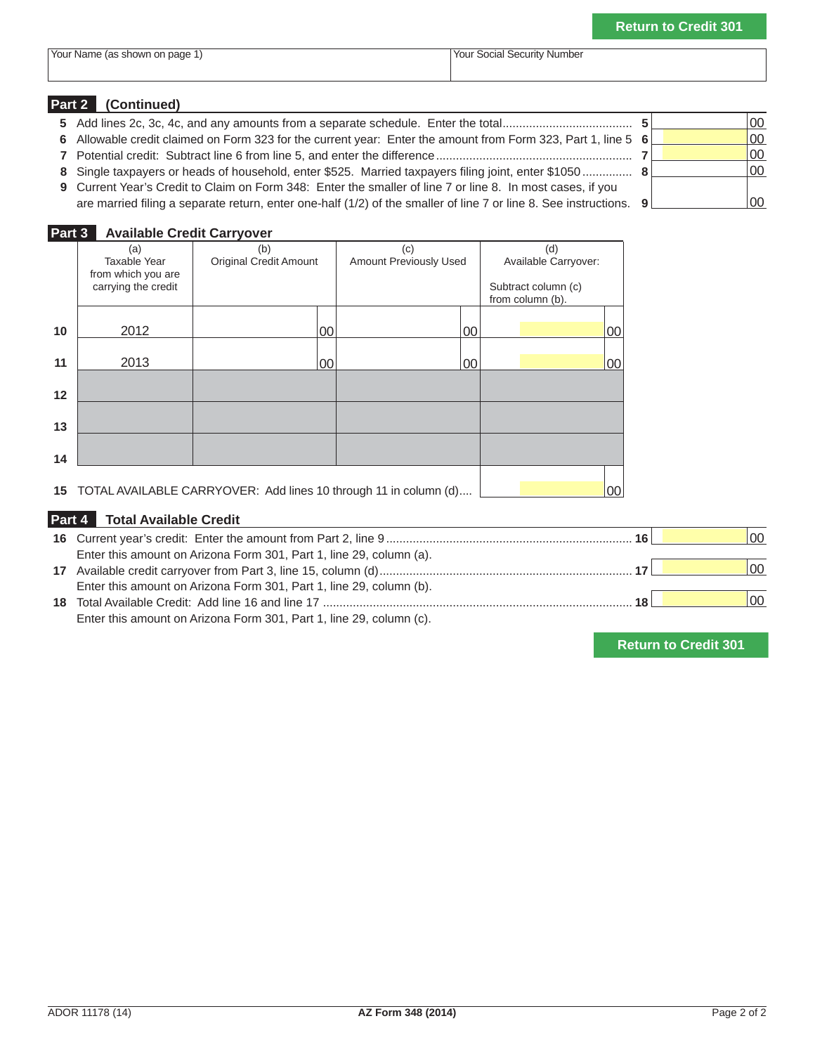Return to Credit 301

| Your Name (as shown on page 1) | Your Social Security Number |
|---|---|
| | |

## Part 2 (Continued)

| Line | Description | | Amount |
|---|---|---|---|
| 5 | Add lines 2c, 3c, 4c, and any amounts from a separate schedule. Enter the total | 5 | 00 |
| 6 | Allowable credit claimed on Form 323 for the current year: Enter the amount from Form 323, Part 1, line 5 | 6 | 00 |
| 7 | Potential credit: Subtract line 6 from line 5, and enter the difference | 7 | 00 |
| 8 | Single taxpayers or heads of household, enter $525. Married taxpayers filing joint, enter $1050 | 8 | 00 |
| 9 | Current Year's Credit to Claim on Form 348: Enter the smaller of line 7 or line 8. In most cases, if you are married filing a separate return, enter one-half (1/2) of the smaller of line 7 or line 8. See instructions. | 9 | 00 |

## Part 3 Available Credit Carryover

| | (a) Taxable Year from which you are carrying the credit | (b) Original Credit Amount | (c) Amount Previously Used | (d) Available Carryover: Subtract column (c) from column (b). |
|---|---|---|---|---|
| 10 | 2012 | 00 | 00 | 00 |
| 11 | 2013 | 00 | 00 | 00 |
| 12 | | | | |
| 13 | | | | |
| 14 | | | | |
| 15 | TOTAL AVAILABLE CARRYOVER: Add lines 10 through 11 in column (d) | | | 00 |

## Part 4 Total Available Credit

| Line | Description | | Amount |
|---|---|---|---|
| 16 | Current year's credit: Enter the amount from Part 2, line 9<br>Enter this amount on Arizona Form 301, Part 1, line 29, column (a). | 16 | 00 |
| 17 | Available credit carryover from Part 3, line 15, column (d)<br>Enter this amount on Arizona Form 301, Part 1, line 29, column (b). | 17 | 00 |
| 18 | Total Available Credit: Add line 16 and line 17<br>Enter this amount on Arizona Form 301, Part 1, line 29, column (c). | 18 | 00 |

Return to Credit 301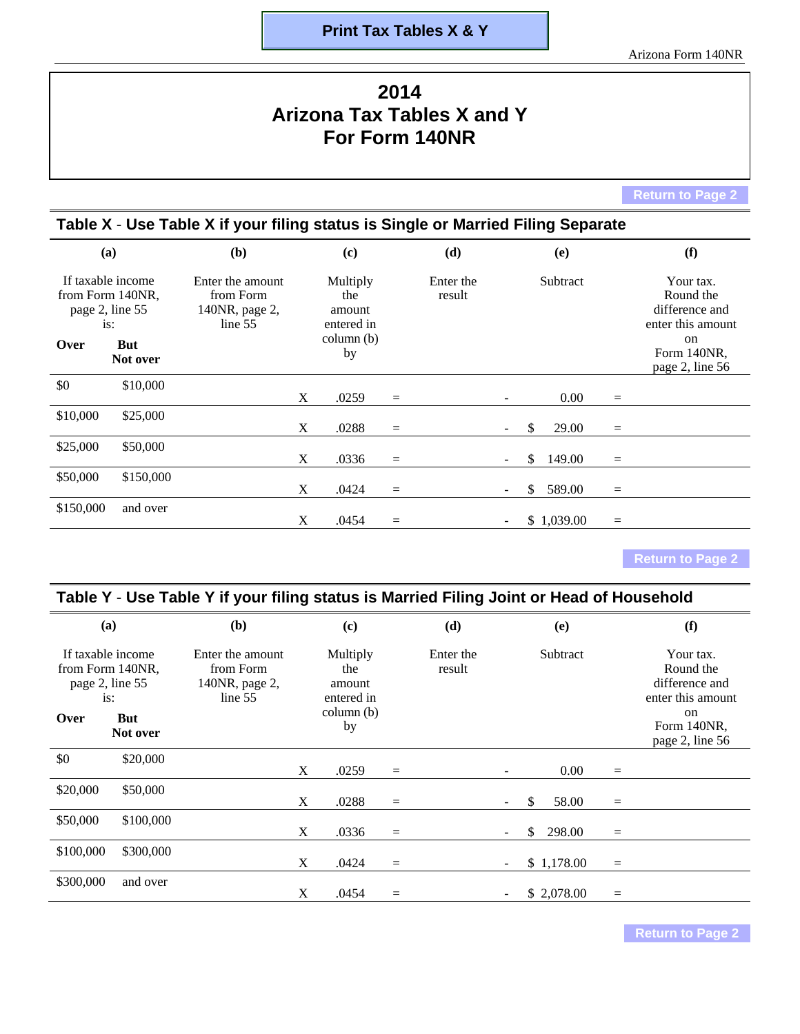# 2014
# Arizona Tax Tables X and Y
# For Form 140NR

Return to Page 2

## Table X - Use Table X if your filing status is Single or Married Filing Separate

| (a) | | (b) | | (c) | | (d) | | (e) | | (f) |
|---|---|---|---|---|---|---|---|---|---|---|
| If taxable income from Form 140NR, page 2, line 55 is: | | Enter the amount from Form 140NR, page 2, line 55 | | Multiply the amount entered in column (b) by | | Enter the result | | Subtract | | Your tax. Round the difference and enter this amount on Form 140NR, page 2, line 56 |
| **Over** | **But Not over** | | | | | | | | | |
| $0 | $10,000 | | X | .0259 | = | | - | 0.00 | = | |
| $10,000 | $25,000 | | X | .0288 | = | | - | $ 29.00 | = | |
| $25,000 | $50,000 | | X | .0336 | = | | - | $ 149.00 | = | |
| $50,000 | $150,000 | | X | .0424 | = | | - | $ 589.00 | = | |
| $150,000 | and over | | X | .0454 | = | | - | $ 1,039.00 | = | |

Return to Page 2

## Table Y - Use Table Y if your filing status is Married Filing Joint or Head of Household

| (a) | | (b) | | (c) | | (d) | | (e) | | (f) |
|---|---|---|---|---|---|---|---|---|---|---|
| If taxable income from Form 140NR, page 2, line 55 is: | | Enter the amount from Form 140NR, page 2, line 55 | | Multiply the amount entered in column (b) by | | Enter the result | | Subtract | | Your tax. Round the difference and enter this amount on Form 140NR, page 2, line 56 |
| **Over** | **But Not over** | | | | | | | | | |
| $0 | $20,000 | | X | .0259 | = | | - | 0.00 | = | |
| $20,000 | $50,000 | | X | .0288 | = | | - | $ 58.00 | = | |
| $50,000 | $100,000 | | X | .0336 | = | | - | $ 298.00 | = | |
| $100,000 | $300,000 | | X | .0424 | = | | - | $ 1,178.00 | = | |
| $300,000 | and over | | X | .0454 | = | | - | $ 2,078.00 | = | |

Return to Page 2